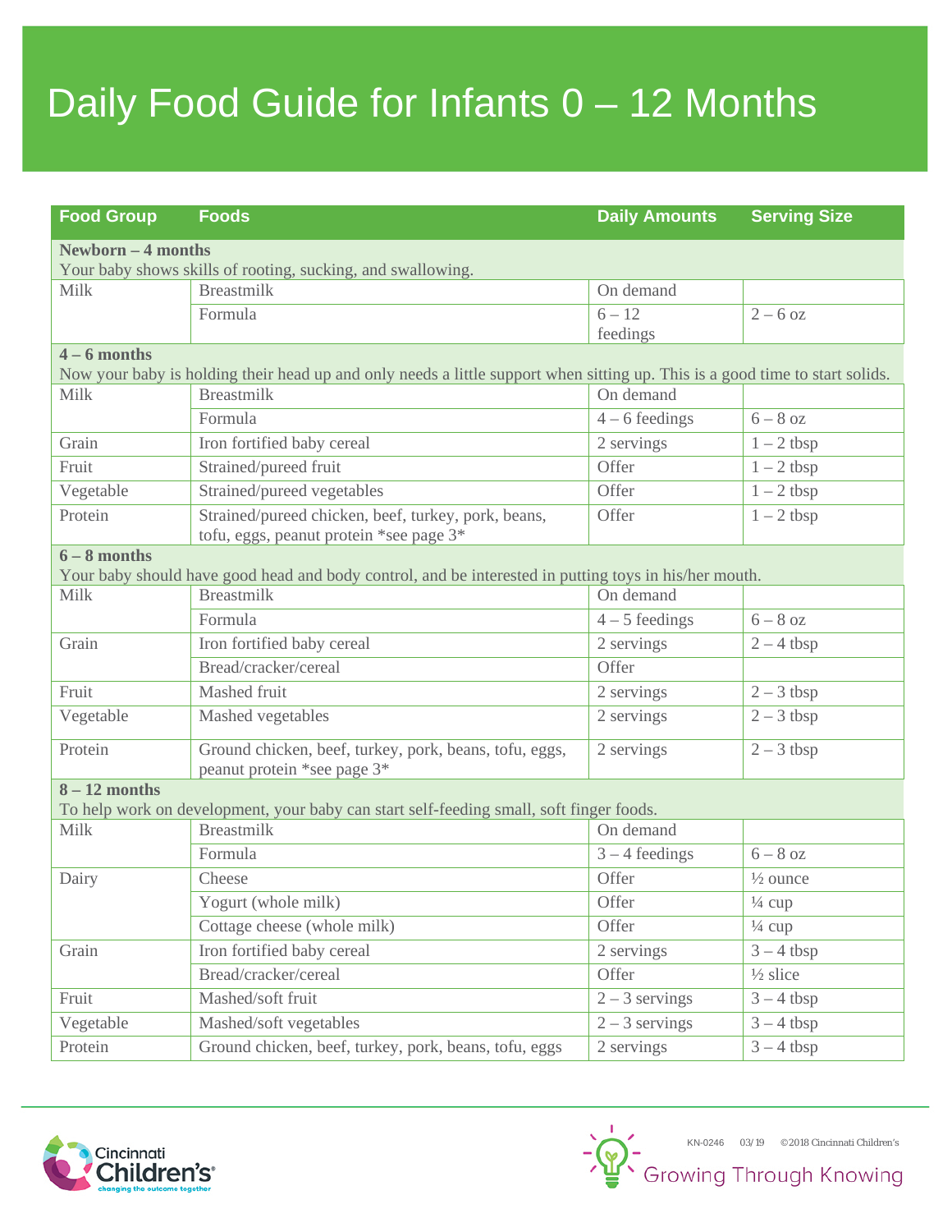# Daily Food Guide for Infants 0 – 12 Months

| Food Group | Foods | Daily Amounts | Serving Size |
|---|---|---|---|
| **Newborn – 4 months** Your baby shows skills of rooting, sucking, and swallowing. | | | |
| Milk | Breastmilk | On demand | |
| | Formula | 6 – 12 feedings | 2 – 6 oz |
| **4 – 6 months** Now your baby is holding their head up and only needs a little support when sitting up. This is a good time to start solids. | | | |
| Milk | Breastmilk | On demand | |
| | Formula | 4 – 6 feedings | 6 – 8 oz |
| Grain | Iron fortified baby cereal | 2 servings | 1 – 2 tbsp |
| Fruit | Strained/pureed fruit | Offer | 1 – 2 tbsp |
| Vegetable | Strained/pureed vegetables | Offer | 1 – 2 tbsp |
| Protein | Strained/pureed chicken, beef, turkey, pork, beans, tofu, eggs, peanut protein *see page 3* | Offer | 1 – 2 tbsp |
| **6 – 8 months** Your baby should have good head and body control, and be interested in putting toys in his/her mouth. | | | |
| Milk | Breastmilk | On demand | |
| | Formula | 4 – 5 feedings | 6 – 8 oz |
| Grain | Iron fortified baby cereal | 2 servings | 2 – 4 tbsp |
| | Bread/cracker/cereal | Offer | |
| Fruit | Mashed fruit | 2 servings | 2 – 3 tbsp |
| Vegetable | Mashed vegetables | 2 servings | 2 – 3 tbsp |
| Protein | Ground chicken, beef, turkey, pork, beans, tofu, eggs, peanut protein *see page 3* | 2 servings | 2 – 3 tbsp |
| **8 – 12 months** To help work on development, your baby can start self-feeding small, soft finger foods. | | | |
| Milk | Breastmilk | On demand | |
| | Formula | 3 – 4 feedings | 6 – 8 oz |
| Dairy | Cheese | Offer | ½ ounce |
| | Yogurt (whole milk) | Offer | ¼ cup |
| | Cottage cheese (whole milk) | Offer | ¼ cup |
| Grain | Iron fortified baby cereal | 2 servings | 3 – 4 tbsp |
| | Bread/cracker/cereal | Offer | ½ slice |
| Fruit | Mashed/soft fruit | 2 – 3 servings | 3 – 4 tbsp |
| Vegetable | Mashed/soft vegetables | 2 – 3 servings | 3 – 4 tbsp |
| Protein | Ground chicken, beef, turkey, pork, beans, tofu, eggs | 2 servings | 3 – 4 tbsp |

Cincinnati Children's — changing the outcome together

KN-0246 03/19 ©2018 Cincinnati Children's

Growing Through Knowing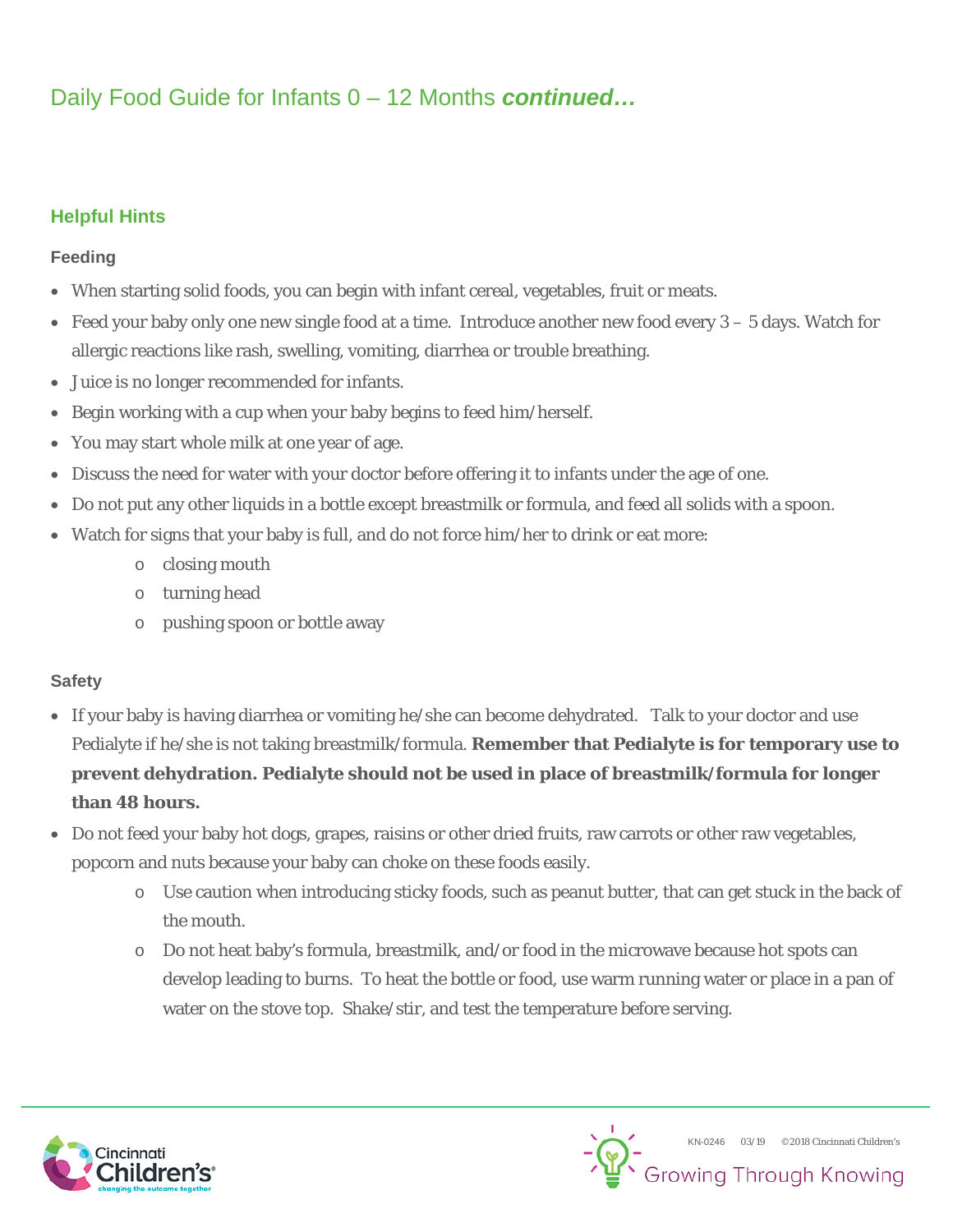# Daily Food Guide for Infants 0 – 12 Months ***continued…***

## Helpful Hints

### Feeding

- When starting solid foods, you can begin with infant cereal, vegetables, fruit or meats.
- Feed your baby only one new single food at a time. Introduce another new food every 3 – 5 days. Watch for allergic reactions like rash, swelling, vomiting, diarrhea or trouble breathing.
- Juice is no longer recommended for infants.
- Begin working with a cup when your baby begins to feed him/herself.
- You may start whole milk at one year of age.
- Discuss the need for water with your doctor before offering it to infants under the age of one.
- Do not put any other liquids in a bottle except breastmilk or formula, and feed all solids with a spoon.
- Watch for signs that your baby is full, and do not force him/her to drink or eat more:
  - closing mouth
  - turning head
  - pushing spoon or bottle away

### Safety

- If your baby is having diarrhea or vomiting he/she can become dehydrated. Talk to your doctor and use Pedialyte if he/she is not taking breastmilk/formula. **Remember that Pedialyte is for temporary use to prevent dehydration. Pedialyte should not be used in place of breastmilk/formula for longer than 48 hours.**
- Do not feed your baby hot dogs, grapes, raisins or other dried fruits, raw carrots or other raw vegetables, popcorn and nuts because your baby can choke on these foods easily.
  - Use caution when introducing sticky foods, such as peanut butter, that can get stuck in the back of the mouth.
  - Do not heat baby's formula, breastmilk, and/or food in the microwave because hot spots can develop leading to burns. To heat the bottle or food, use warm running water or place in a pan of water on the stove top. Shake/stir, and test the temperature before serving.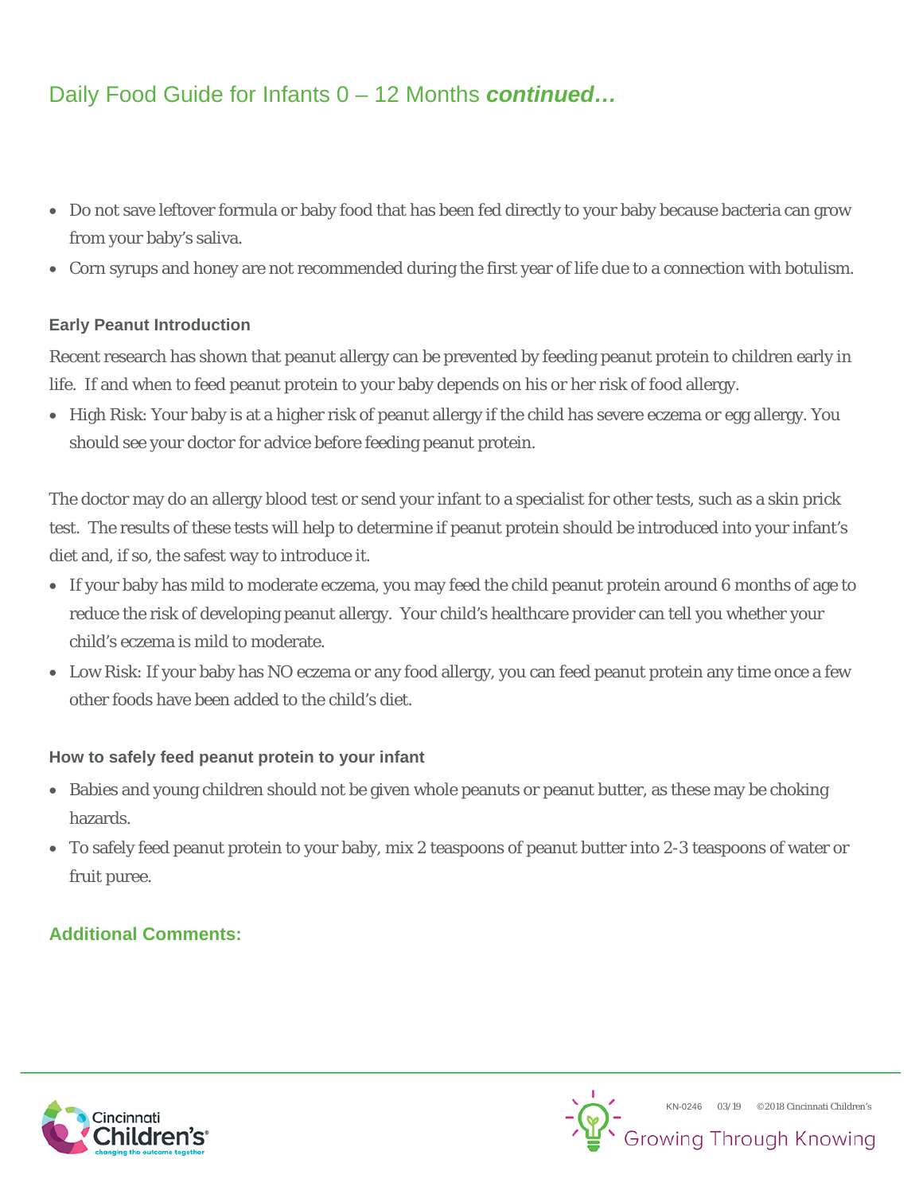## Daily Food Guide for Infants 0 – 12 Months ***continued…***

- Do not save leftover formula or baby food that has been fed directly to your baby because bacteria can grow from your baby's saliva.
- Corn syrups and honey are not recommended during the first year of life due to a connection with botulism.

### Early Peanut Introduction

Recent research has shown that peanut allergy can be prevented by feeding peanut protein to children early in life. If and when to feed peanut protein to your baby depends on his or her risk of food allergy.

- High Risk: Your baby is at a higher risk of peanut allergy if the child has severe eczema or egg allergy. You should see your doctor for advice before feeding peanut protein.

The doctor may do an allergy blood test or send your infant to a specialist for other tests, such as a skin prick test. The results of these tests will help to determine if peanut protein should be introduced into your infant's diet and, if so, the safest way to introduce it.

- If your baby has mild to moderate eczema, you may feed the child peanut protein around 6 months of age to reduce the risk of developing peanut allergy. Your child's healthcare provider can tell you whether your child's eczema is mild to moderate.
- Low Risk: If your baby has NO eczema or any food allergy, you can feed peanut protein any time once a few other foods have been added to the child's diet.

### How to safely feed peanut protein to your infant

- Babies and young children should not be given whole peanuts or peanut butter, as these may be choking hazards.
- To safely feed peanut protein to your baby, mix 2 teaspoons of peanut butter into 2-3 teaspoons of water or fruit puree.

### Additional Comments:

KN-0246 03/19 ©2018 Cincinnati Children's